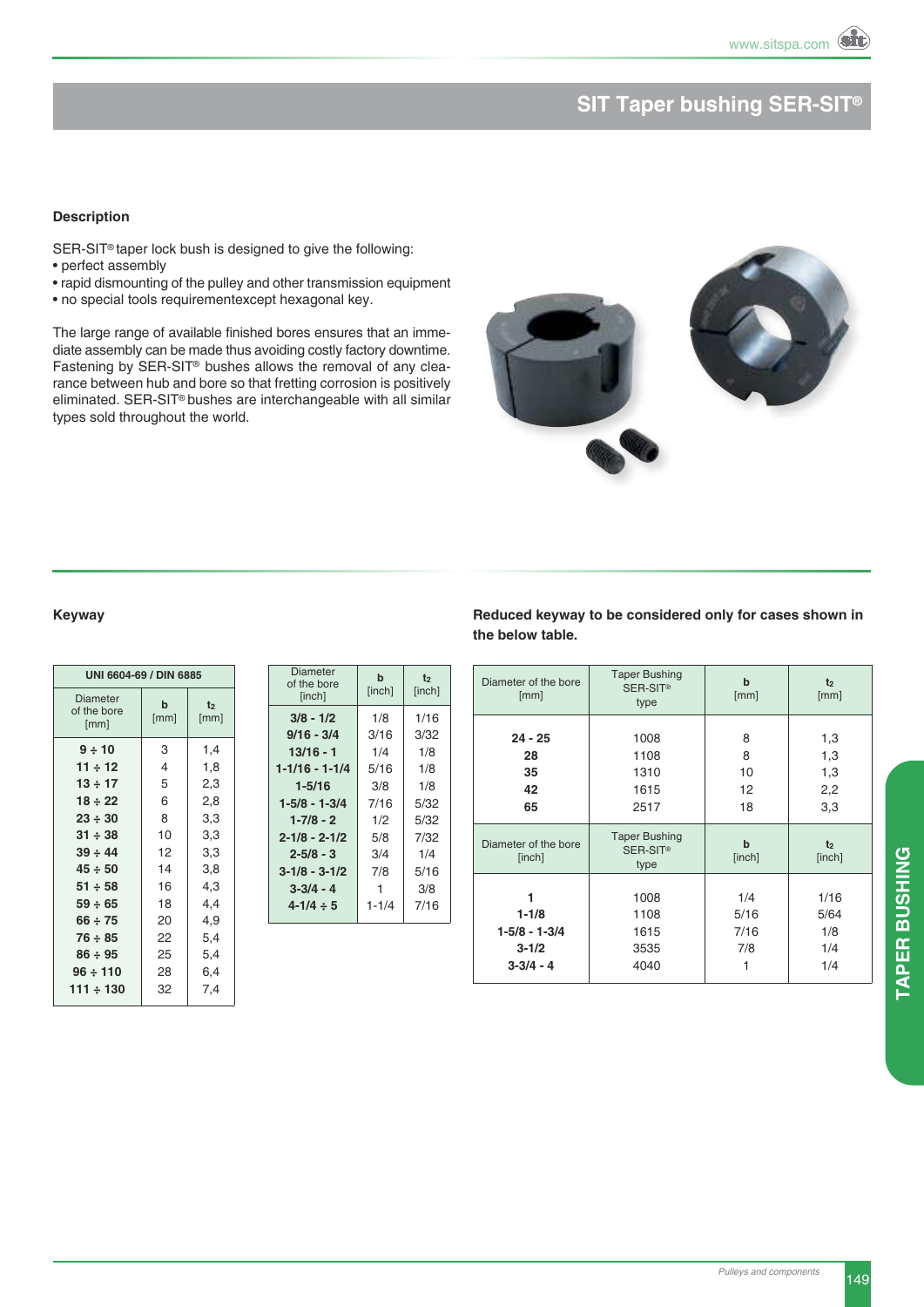# SIT Taper bushing SER-SIT®

## Description

SER-SIT® taper lock bush is designed to give the following:

- perfect assembly
- rapid dismounting of the pulley and other transmission equipment
- no special tools requirementexcept hexagonal key.

The large range of available finished bores ensures that an immediate assembly can be made thus avoiding costly factory downtime. Fastening by SER-SIT® bushes allows the removal of any clearance between hub and bore so that fretting corrosion is positively eliminated. SER-SIT® bushes are interchangeable with all similar types sold throughout the world.

## Keyway

| UNI 6604-69 / DIN 6885 | | |
|---|---|---|
| Diameter of the bore [mm] | b [mm] | $t_2$ [mm] |
| **9 ÷ 10** | 3 | 1,4 |
| **11 ÷ 12** | 4 | 1,8 |
| **13 ÷ 17** | 5 | 2,3 |
| **18 ÷ 22** | 6 | 2,8 |
| **23 ÷ 30** | 8 | 3,3 |
| **31 ÷ 38** | 10 | 3,3 |
| **39 ÷ 44** | 12 | 3,3 |
| **45 ÷ 50** | 14 | 3,8 |
| **51 ÷ 58** | 16 | 4,3 |
| **59 ÷ 65** | 18 | 4,4 |
| **66 ÷ 75** | 20 | 4,9 |
| **76 ÷ 85** | 22 | 5,4 |
| **86 ÷ 95** | 25 | 5,4 |
| **96 ÷ 110** | 28 | 6,4 |
| **111 ÷ 130** | 32 | 7,4 |

| Diameter of the bore [inch] | b [inch] | $t_2$ [inch] |
|---|---|---|
| **3/8 - 1/2** | 1/8 | 1/16 |
| **9/16 - 3/4** | 3/16 | 3/32 |
| **13/16 - 1** | 1/4 | 1/8 |
| **1-1/16 - 1-1/4** | 5/16 | 1/8 |
| **1-5/16** | 3/8 | 1/8 |
| **1-5/8 - 1-3/4** | 7/16 | 5/32 |
| **1-7/8 - 2** | 1/2 | 5/32 |
| **2-1/8 - 2-1/2** | 5/8 | 7/32 |
| **2-5/8 - 3** | 3/4 | 1/4 |
| **3-1/8 - 3-1/2** | 7/8 | 5/16 |
| **3-3/4 - 4** | 1 | 3/8 |
| **4-1/4 ÷ 5** | 1-1/4 | 7/16 |

**Reduced keyway to be considered only for cases shown in the below table.**

| Diameter of the bore [mm] | Taper Bushing SER-SIT® type | b [mm] | $t_2$ [mm] |
|---|---|---|---|
| **24 - 25** | 1008 | 8 | 1,3 |
| **28** | 1108 | 8 | 1,3 |
| **35** | 1310 | 10 | 1,3 |
| **42** | 1615 | 12 | 2,2 |
| **65** | 2517 | 18 | 3,3 |
| Diameter of the bore [inch] | Taper Bushing SER-SIT® type | b [inch] | $t_2$ [inch] |
| **1** | 1008 | 1/4 | 1/16 |
| **1-1/8** | 1108 | 5/16 | 5/64 |
| **1-5/8 - 1-3/4** | 1615 | 7/16 | 1/8 |
| **3-1/2** | 3535 | 7/8 | 1/4 |
| **3-3/4 - 4** | 4040 | 1 | 1/4 |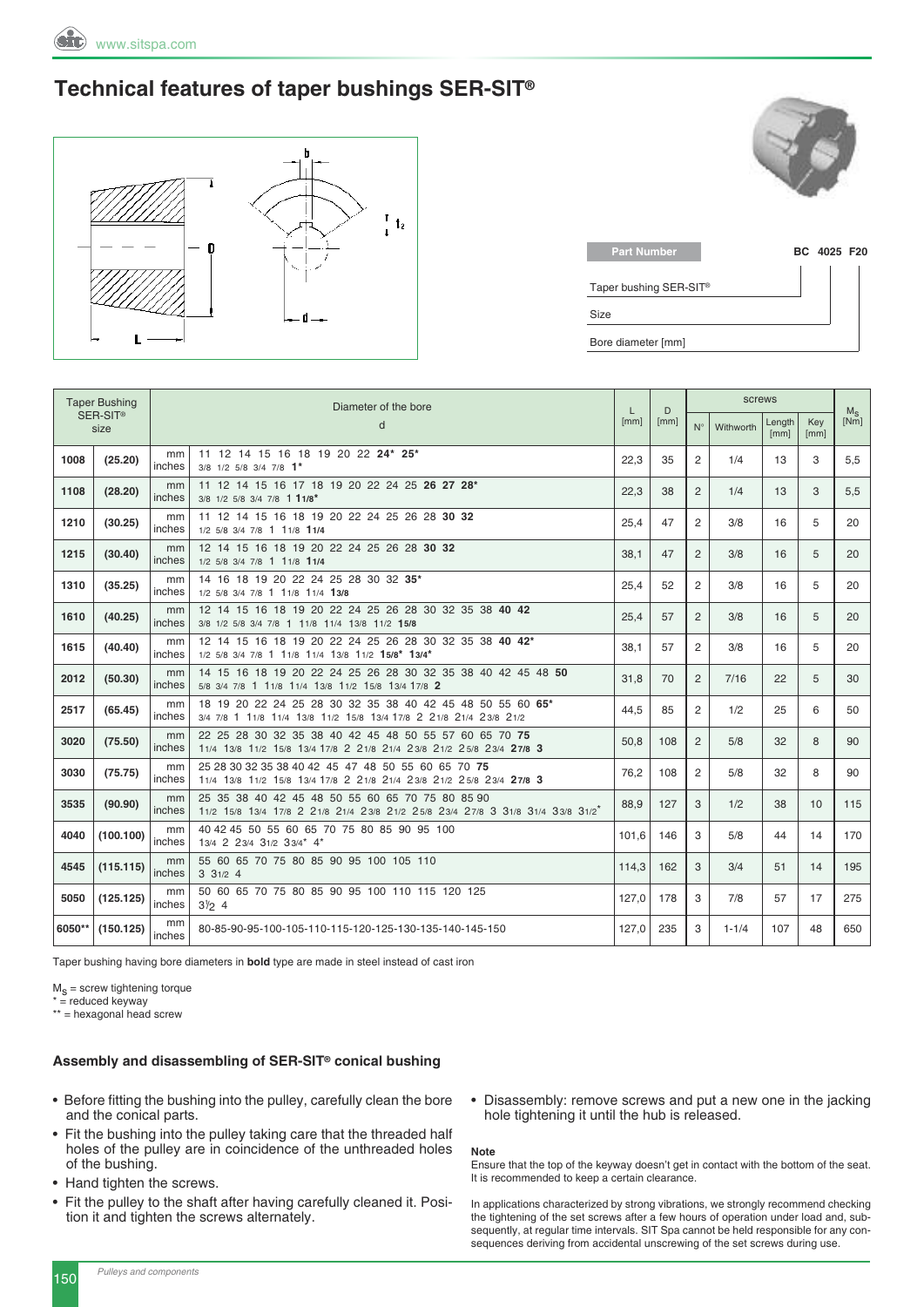# Technical features of taper bushings SER-SIT®

| Part Number | BC 4025 F20 |
|---|---|
| Taper bushing SER-SIT® | BC |
| Size | 4025 |
| Bore diameter [mm] | F20 |

| Taper Bushing SER-SIT® size | | | Diameter of the bore d | L [mm] | D [mm] | screws | | | | $M_S$ [Nm] |
|---|---|---|---|---|---|---|---|---|---|---|
| | | | | | | N° | Withworth | Length [mm] | Key [mm] | |
| 1008 | (25.20) | mm<br>inches | 11 12 14 15 16 18 19 20 22 **24*** **25***<br>3/8 1/2 5/8 3/4 7/8 **1*** | 22,3 | 35 | 2 | 1/4 | 13 | 3 | 5,5 |
| 1108 | (28.20) | mm<br>inches | 11 12 14 15 16 17 18 19 20 22 24 25 **26** **27** **28***<br>3/8 1/2 5/8 3/4 7/8 1 **1 1/8*** | 22,3 | 38 | 2 | 1/4 | 13 | 3 | 5,5 |
| 1210 | (30.25) | mm<br>inches | 11 12 14 15 16 18 19 20 22 24 25 26 28 **30** **32**<br>1/2 5/8 3/4 7/8 1 1 1/8 **1 1/4** | 25,4 | 47 | 2 | 3/8 | 16 | 5 | 20 |
| 1215 | (30.40) | mm<br>inches | 12 14 15 16 18 19 20 22 24 25 26 28 **30** **32**<br>1/2 5/8 3/4 7/8 1 1 1/8 **1 1/4** | 38,1 | 47 | 2 | 3/8 | 16 | 5 | 20 |
| 1310 | (35.25) | mm<br>inches | 14 16 18 19 20 22 24 25 28 30 32 **35***<br>1/2 5/8 3/4 7/8 1 1 1/8 1 1/4 **1 3/8** | 25,4 | 52 | 2 | 3/8 | 16 | 5 | 20 |
| 1610 | (40.25) | mm<br>inches | 12 14 15 16 18 19 20 22 24 25 26 28 30 32 35 38 **40** **42**<br>3/8 1/2 5/8 3/4 7/8 1 1 1/8 1 1/4 1 3/8 1 1/2 **1 5/8** | 25,4 | 57 | 2 | 3/8 | 16 | 5 | 20 |
| 1615 | (40.40) | mm<br>inches | 12 14 15 16 18 19 20 22 24 25 26 28 30 32 35 38 **40** **42***<br>1/2 5/8 3/4 7/8 1 1 1/8 1 1/4 1 3/8 1 1/2 **1 5/8*** **1 3/4*** | 38,1 | 57 | 2 | 3/8 | 16 | 5 | 20 |
| 2012 | (50.30) | mm<br>inches | 14 15 16 18 19 20 22 24 25 26 28 30 32 35 38 40 42 45 48 **50**<br>5/8 3/4 7/8 1 1 1/8 1 1/4 1 3/8 1 1/2 1 5/8 1 3/4 1 7/8 **2** | 31,8 | 70 | 2 | 7/16 | 22 | 5 | 30 |
| 2517 | (65.45) | mm<br>inches | 18 19 20 22 24 25 28 30 32 35 38 40 42 45 48 50 55 60 **65***<br>3/4 7/8 1 1 1/8 1 1/4 1 3/8 1 1/2 1 5/8 1 3/4 1 7/8 2 2 1/8 2 1/4 2 3/8 2 1/2 | 44,5 | 85 | 2 | 1/2 | 25 | 6 | 50 |
| 3020 | (75.50) | mm<br>inches | 22 25 28 30 32 35 38 40 42 45 48 50 55 57 60 65 70 **75**<br>1 1/4 1 3/8 1 1/2 1 5/8 1 3/4 1 7/8 2 2 1/8 2 1/4 2 3/8 2 1/2 2 5/8 2 3/4 **2 7/8** **3** | 50,8 | 108 | 2 | 5/8 | 32 | 8 | 90 |
| 3030 | (75.75) | mm<br>inches | 25 28 30 32 35 38 40 42 45 47 48 50 55 60 65 70 **75**<br>1 1/4 1 3/8 1 1/2 1 5/8 1 3/4 1 7/8 2 2 1/8 2 1/4 2 3/8 2 1/2 2 5/8 2 3/4 **2 7/8** **3** | 76,2 | 108 | 2 | 5/8 | 32 | 8 | 90 |
| 3535 | (90.90) | mm<br>inches | 25 35 38 40 42 45 48 50 55 60 65 70 75 80 85 90<br>1 1/2 1 5/8 1 3/4 1 7/8 2 2 1/8 2 1/4 2 3/8 2 1/2 2 5/8 2 3/4 2 7/8 3 3 1/8 3 1/4 3 3/8 3 1/2* | 88,9 | 127 | 3 | 1/2 | 38 | 10 | 115 |
| 4040 | (100.100) | mm<br>inches | 40 42 45 50 55 60 65 70 75 80 85 90 95 100<br>1 3/4 2 2 3/4 3 1/2 3 3/4* 4* | 101,6 | 146 | 3 | 5/8 | 44 | 14 | 170 |
| 4545 | (115.115) | mm<br>inches | 55 60 65 70 75 80 85 90 95 100 105 110<br>3 3 1/2 4 | 114,3 | 162 | 3 | 3/4 | 51 | 14 | 195 |
| 5050 | (125.125) | mm<br>inches | 50 60 65 70 75 80 85 90 95 100 110 115 120 125<br>3 1/2 4 | 127,0 | 178 | 3 | 7/8 | 57 | 17 | 275 |
| 6050** | (150.125) | mm<br>inches | 80-85-90-95-100-105-110-115-120-125-130-135-140-145-150 | 127,0 | 235 | 3 | 1-1/4 | 107 | 48 | 650 |

Taper bushing having bore diameters in **bold** type are made in steel instead of cast iron

$M_S$ = screw tightening torque
* = reduced keyway
** = hexagonal head screw

### Assembly and disassembling of SER-SIT® conical bushing

- Before fitting the bushing into the pulley, carefully clean the bore and the conical parts.
- Fit the bushing into the pulley taking care that the threaded half holes of the pulley are in coincidence of the unthreaded holes of the bushing.
- Hand tighten the screws.
- Fit the pulley to the shaft after having carefully cleaned it. Position it and tighten the screws alternately.
- Disassembly: remove screws and put a new one in the jacking hole tightening it until the hub is released.

**Note**

Ensure that the top of the keyway doesn't get in contact with the bottom of the seat. It is recommended to keep a certain clearance.

In applications characterized by strong vibrations, we strongly recommend checking the tightening of the set screws after a few hours of operation under load and, subsequently, at regular time intervals. SIT Spa cannot be held responsible for any consequences deriving from accidental unscrewing of the set screws during use.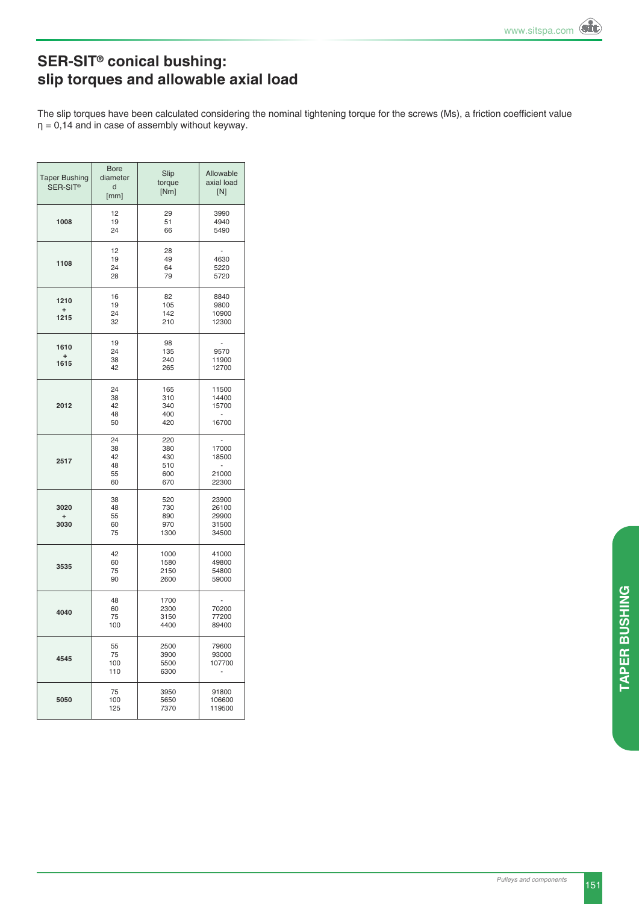# SER-SIT® conical bushing: slip torques and allowable axial load

The slip torques have been calculated considering the nominal tightening torque for the screws (Ms), a friction coefficient value η = 0,14 and in case of assembly without keyway.

| Taper Bushing SER-SIT® | Bore diameter d [mm] | Slip torque [Nm] | Allowable axial load [N] |
|---|---|---|---|
| **1008** | 12 | 29 | 3990 |
| | 19 | 51 | 4940 |
| | 24 | 66 | 5490 |
| **1108** | 12 | 28 | - |
| | 19 | 49 | 4630 |
| | 24 | 64 | 5220 |
| | 28 | 79 | 5720 |
| **1210 + 1215** | 16 | 82 | 8840 |
| | 19 | 105 | 9800 |
| | 24 | 142 | 10900 |
| | 32 | 210 | 12300 |
| **1610 + 1615** | 19 | 98 | - |
| | 24 | 135 | 9570 |
| | 38 | 240 | 11900 |
| | 42 | 265 | 12700 |
| **2012** | 24 | 165 | 11500 |
| | 38 | 310 | 14400 |
| | 42 | 340 | 15700 |
| | 48 | 400 | - |
| | 50 | 420 | 16700 |
| **2517** | 24 | 220 | - |
| | 38 | 380 | 17000 |
| | 42 | 430 | 18500 |
| | 48 | 510 | - |
| | 55 | 600 | 21000 |
| | 60 | 670 | 22300 |
| **3020 + 3030** | 38 | 520 | 23900 |
| | 48 | 730 | 26100 |
| | 55 | 890 | 29900 |
| | 60 | 970 | 31500 |
| | 75 | 1300 | 34500 |
| **3535** | 42 | 1000 | 41000 |
| | 60 | 1580 | 49800 |
| | 75 | 2150 | 54800 |
| | 90 | 2600 | 59000 |
| **4040** | 48 | 1700 | - |
| | 60 | 2300 | 70200 |
| | 75 | 3150 | 77200 |
| | 100 | 4400 | 89400 |
| **4545** | 55 | 2500 | 79600 |
| | 75 | 3900 | 93000 |
| | 100 | 5500 | 107700 |
| | 110 | 6300 | - |
| **5050** | 75 | 3950 | 91800 |
| | 100 | 5650 | 106600 |
| | 125 | 7370 | 119500 |